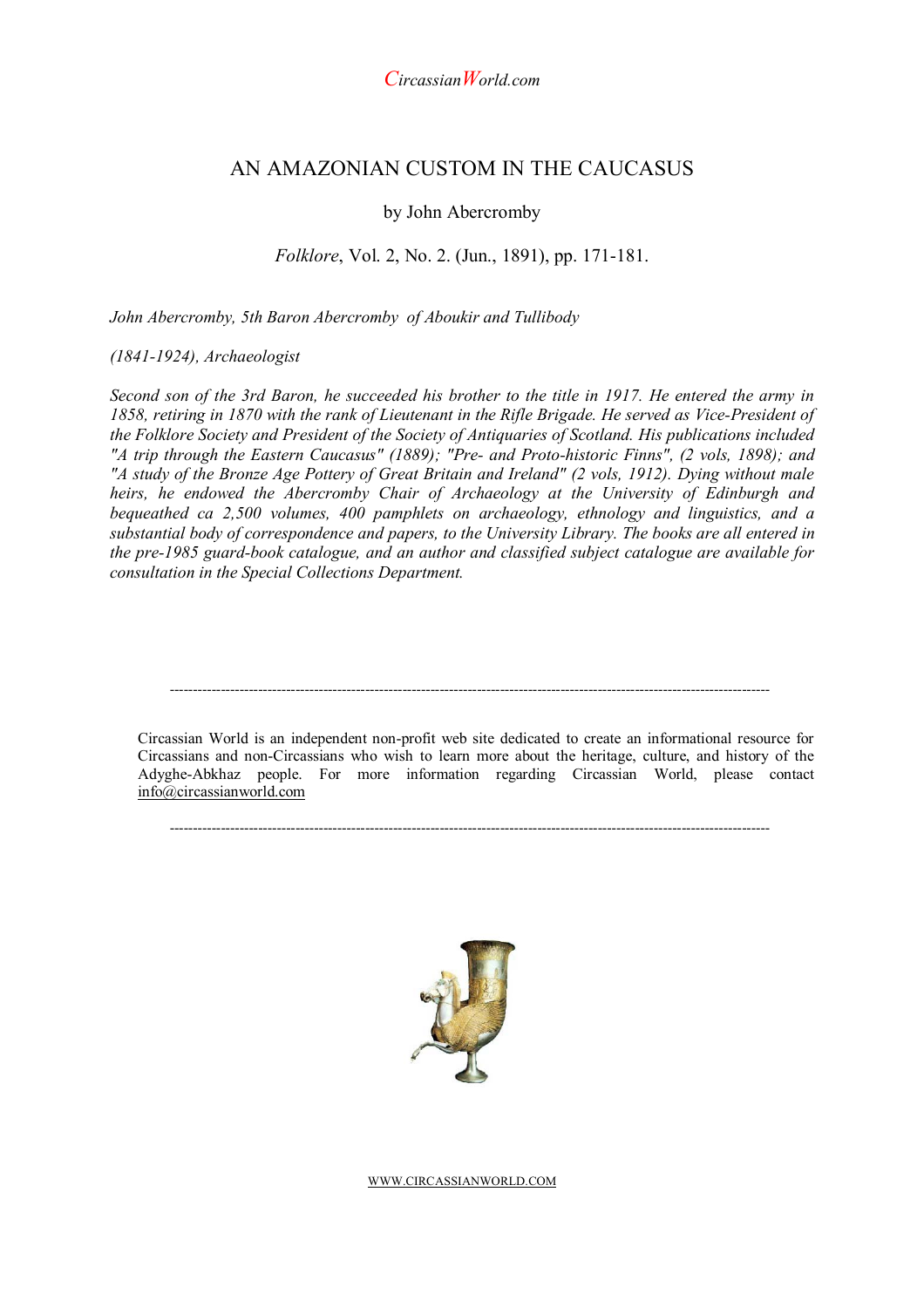*CircassianWorld.com*

# AN AMAZONIAN CUSTOM IN THE CAUCASUS

by John Abercromby

*Folklore*, Vol. 2, No. 2. (Jun., 1891), pp. 171-181.

*John Abercromby, 5th Baron Abercromby of Aboukir and Tullibody*

*(1841-1924), Archaeologist*

*Second son of the 3rd Baron, he succeeded his brother to the title in 1917. He entered the army in 1858, retiring in 1870 with the rank of Lieutenant in the Rifle Brigade. He served as Vice-President of the Folklore Society and President of the Society of Antiquaries of Scotland. His publications included "A trip through the Eastern Caucasus" (1889); "Pre- and Proto-historic Finns", (2 vols, 1898); and "A study of the Bronze Age Pottery of Great Britain and Ireland" (2 vols, 1912). Dying without male heirs, he endowed the Abercromby Chair of Archaeology at the University of Edinburgh and bequeathed ca 2,500 volumes, 400 pamphlets on archaeology, ethnology and linguistics, and a substantial body of correspondence and papers, to the University Library. The books are all entered in the pre-1985 guard-book catalogue, and an author and classified subject catalogue are available for consultation in the Special Collections Department.*

---

Circassian World is an independent non-profit web site dedicated to create an informational resource for Circassians and non-Circassians who wish to learn more about the heritage, culture, and history of the Adyghe-Abkhaz people. For more information regarding Circassian World, please contact info@circassianworld.com

---

WWW.CIRCASSIANWORLD.COM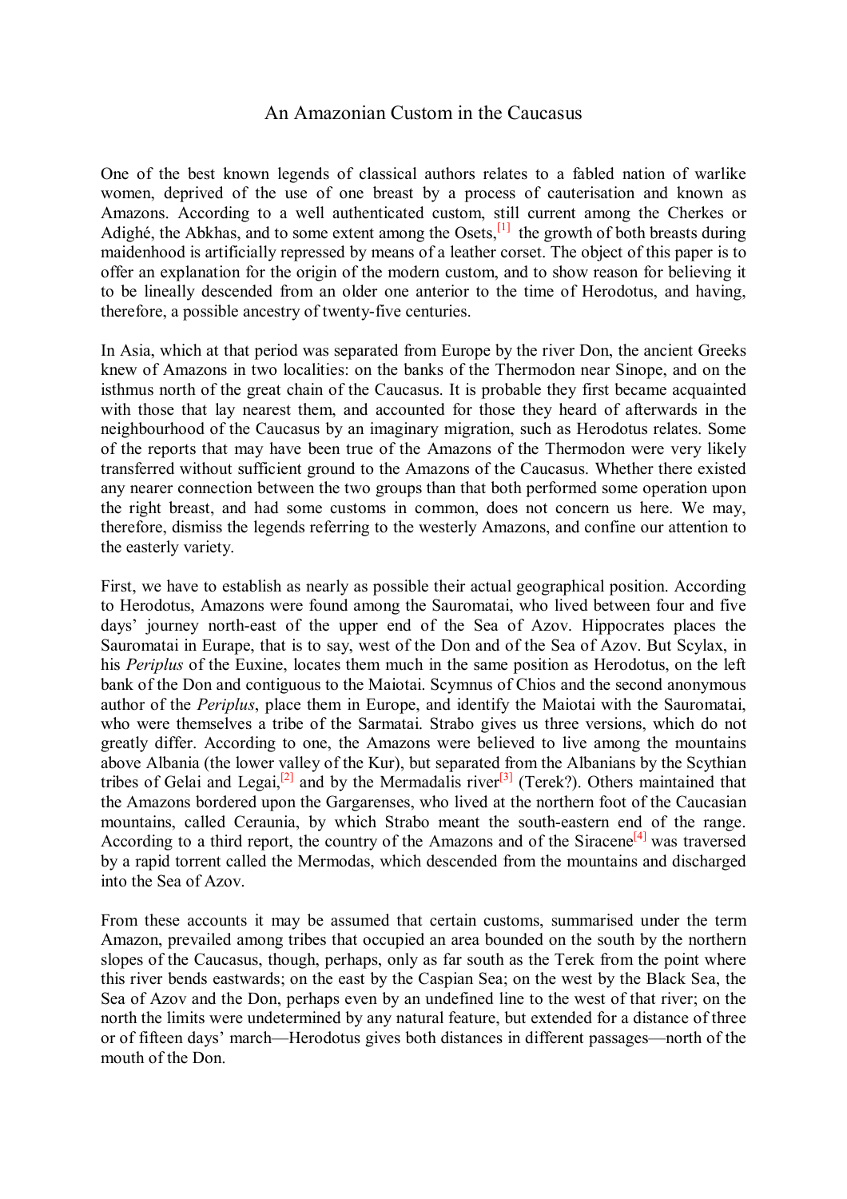# An Amazonian Custom in the Caucasus

One of the best known legends of classical authors relates to a fabled nation of warlike women, deprived of the use of one breast by a process of cauterisation and known as Amazons. According to a well authenticated custom, still current among the Cherkes or Adighé, the Abkhas, and to some extent among the Osets,[1] the growth of both breasts during maidenhood is artificially repressed by means of a leather corset. The object of this paper is to offer an explanation for the origin of the modern custom, and to show reason for believing it to be lineally descended from an older one anterior to the time of Herodotus, and having, therefore, a possible ancestry of twenty-five centuries.

In Asia, which at that period was separated from Europe by the river Don, the ancient Greeks knew of Amazons in two localities: on the banks of the Thermodon near Sinope, and on the isthmus north of the great chain of the Caucasus. It is probable they first became acquainted with those that lay nearest them, and accounted for those they heard of afterwards in the neighbourhood of the Caucasus by an imaginary migration, such as Herodotus relates. Some of the reports that may have been true of the Amazons of the Thermodon were very likely transferred without sufficient ground to the Amazons of the Caucasus. Whether there existed any nearer connection between the two groups than that both performed some operation upon the right breast, and had some customs in common, does not concern us here. We may, therefore, dismiss the legends referring to the westerly Amazons, and confine our attention to the easterly variety.

First, we have to establish as nearly as possible their actual geographical position. According to Herodotus, Amazons were found among the Sauromatai, who lived between four and five days' journey north-east of the upper end of the Sea of Azov. Hippocrates places the Sauromatai in Eurape, that is to say, west of the Don and of the Sea of Azov. But Scylax, in his *Periplus* of the Euxine, locates them much in the same position as Herodotus, on the left bank of the Don and contiguous to the Maiotai. Scymnus of Chios and the second anonymous author of the *Periplus*, place them in Europe, and identify the Maiotai with the Sauromatai, who were themselves a tribe of the Sarmatai. Strabo gives us three versions, which do not greatly differ. According to one, the Amazons were believed to live among the mountains above Albania (the lower valley of the Kur), but separated from the Albanians by the Scythian tribes of Gelai and Legai,[2] and by the Mermadalis river[3] (Terek?). Others maintained that the Amazons bordered upon the Gargarenses, who lived at the northern foot of the Caucasian mountains, called Ceraunia, by which Strabo meant the south-eastern end of the range. According to a third report, the country of the Amazons and of the Siracene[4] was traversed by a rapid torrent called the Mermodas, which descended from the mountains and discharged into the Sea of Azov.

From these accounts it may be assumed that certain customs, summarised under the term Amazon, prevailed among tribes that occupied an area bounded on the south by the northern slopes of the Caucasus, though, perhaps, only as far south as the Terek from the point where this river bends eastwards; on the east by the Caspian Sea; on the west by the Black Sea, the Sea of Azov and the Don, perhaps even by an undefined line to the west of that river; on the north the limits were undetermined by any natural feature, but extended for a distance of three or of fifteen days' march—Herodotus gives both distances in different passages—north of the mouth of the Don.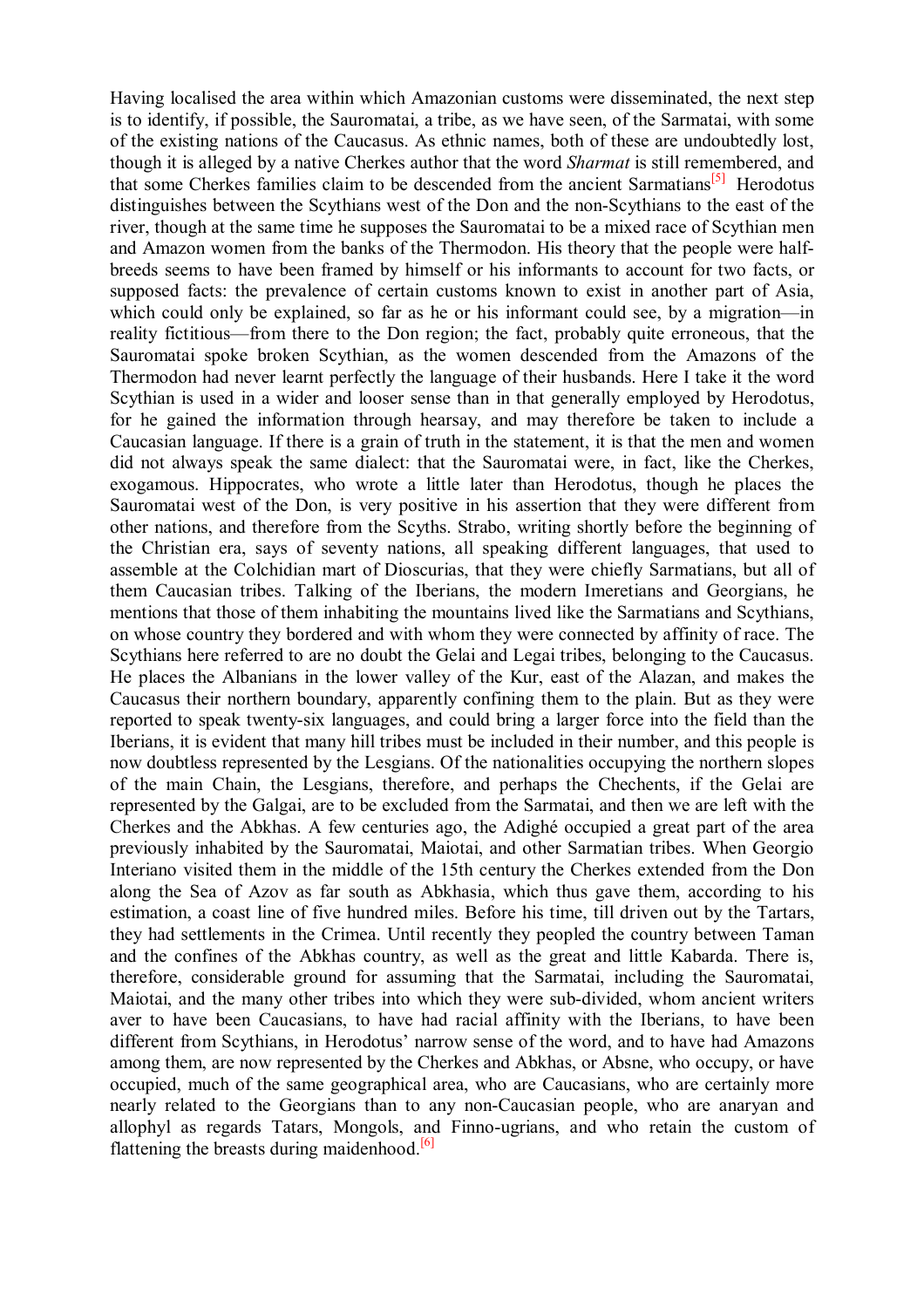Having localised the area within which Amazonian customs were disseminated, the next step is to identify, if possible, the Sauromatai, a tribe, as we have seen, of the Sarmatai, with some of the existing nations of the Caucasus. As ethnic names, both of these are undoubtedly lost, though it is alleged by a native Cherkes author that the word *Sharmat* is still remembered, and that some Cherkes families claim to be descended from the ancient Sarmatians[5] Herodotus distinguishes between the Scythians west of the Don and the non-Scythians to the east of the river, though at the same time he supposes the Sauromatai to be a mixed race of Scythian men and Amazon women from the banks of the Thermodon. His theory that the people were half-breeds seems to have been framed by himself or his informants to account for two facts, or supposed facts: the prevalence of certain customs known to exist in another part of Asia, which could only be explained, so far as he or his informant could see, by a migration—in reality fictitious—from there to the Don region; the fact, probably quite erroneous, that the Sauromatai spoke broken Scythian, as the women descended from the Amazons of the Thermodon had never learnt perfectly the language of their husbands. Here I take it the word Scythian is used in a wider and looser sense than in that generally employed by Herodotus, for he gained the information through hearsay, and may therefore be taken to include a Caucasian language. If there is a grain of truth in the statement, it is that the men and women did not always speak the same dialect: that the Sauromatai were, in fact, like the Cherkes, exogamous. Hippocrates, who wrote a little later than Herodotus, though he places the Sauromatai west of the Don, is very positive in his assertion that they were different from other nations, and therefore from the Scyths. Strabo, writing shortly before the beginning of the Christian era, says of seventy nations, all speaking different languages, that used to assemble at the Colchidian mart of Dioscurias, that they were chiefly Sarmatians, but all of them Caucasian tribes. Talking of the Iberians, the modern Imeretians and Georgians, he mentions that those of them inhabiting the mountains lived like the Sarmatians and Scythians, on whose country they bordered and with whom they were connected by affinity of race. The Scythians here referred to are no doubt the Gelai and Legai tribes, belonging to the Caucasus. He places the Albanians in the lower valley of the Kur, east of the Alazan, and makes the Caucasus their northern boundary, apparently confining them to the plain. But as they were reported to speak twenty-six languages, and could bring a larger force into the field than the Iberians, it is evident that many hill tribes must be included in their number, and this people is now doubtless represented by the Lesgians. Of the nationalities occupying the northern slopes of the main Chain, the Lesgians, therefore, and perhaps the Chechents, if the Gelai are represented by the Galgai, are to be excluded from the Sarmatai, and then we are left with the Cherkes and the Abkhas. A few centuries ago, the Adighé occupied a great part of the area previously inhabited by the Sauromatai, Maiotai, and other Sarmatian tribes. When Georgio Interiano visited them in the middle of the 15th century the Cherkes extended from the Don along the Sea of Azov as far south as Abkhasia, which thus gave them, according to his estimation, a coast line of five hundred miles. Before his time, till driven out by the Tartars, they had settlements in the Crimea. Until recently they peopled the country between Taman and the confines of the Abkhas country, as well as the great and little Kabarda. There is, therefore, considerable ground for assuming that the Sarmatai, including the Sauromatai, Maiotai, and the many other tribes into which they were sub-divided, whom ancient writers aver to have been Caucasians, to have had racial affinity with the Iberians, to have been different from Scythians, in Herodotus' narrow sense of the word, and to have had Amazons among them, are now represented by the Cherkes and Abkhas, or Absne, who occupy, or have occupied, much of the same geographical area, who are Caucasians, who are certainly more nearly related to the Georgians than to any non-Caucasian people, who are anaryan and allophyl as regards Tatars, Mongols, and Finno-ugrians, and who retain the custom of flattening the breasts during maidenhood.[6]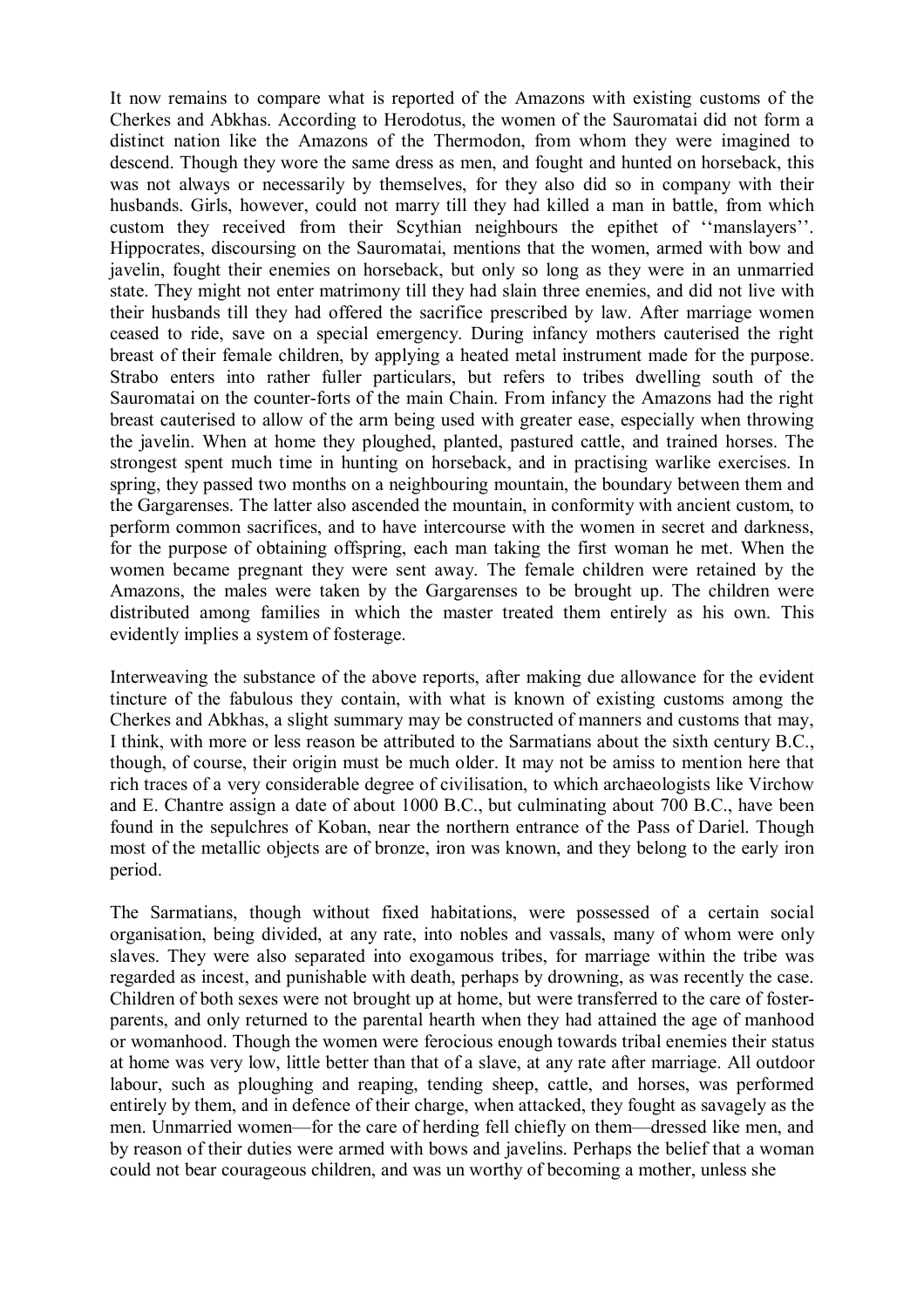It now remains to compare what is reported of the Amazons with existing customs of the Cherkes and Abkhas. According to Herodotus, the women of the Sauromatai did not form a distinct nation like the Amazons of the Thermodon, from whom they were imagined to descend. Though they wore the same dress as men, and fought and hunted on horseback, this was not always or necessarily by themselves, for they also did so in company with their husbands. Girls, however, could not marry till they had killed a man in battle, from which custom they received from their Scythian neighbours the epithet of ''manslayers''. Hippocrates, discoursing on the Sauromatai, mentions that the women, armed with bow and javelin, fought their enemies on horseback, but only so long as they were in an unmarried state. They might not enter matrimony till they had slain three enemies, and did not live with their husbands till they had offered the sacrifice prescribed by law. After marriage women ceased to ride, save on a special emergency. During infancy mothers cauterised the right breast of their female children, by applying a heated metal instrument made for the purpose. Strabo enters into rather fuller particulars, but refers to tribes dwelling south of the Sauromatai on the counter-forts of the main Chain. From infancy the Amazons had the right breast cauterised to allow of the arm being used with greater ease, especially when throwing the javelin. When at home they ploughed, planted, pastured cattle, and trained horses. The strongest spent much time in hunting on horseback, and in practising warlike exercises. In spring, they passed two months on a neighbouring mountain, the boundary between them and the Gargarenses. The latter also ascended the mountain, in conformity with ancient custom, to perform common sacrifices, and to have intercourse with the women in secret and darkness, for the purpose of obtaining offspring, each man taking the first woman he met. When the women became pregnant they were sent away. The female children were retained by the Amazons, the males were taken by the Gargarenses to be brought up. The children were distributed among families in which the master treated them entirely as his own. This evidently implies a system of fosterage.

Interweaving the substance of the above reports, after making due allowance for the evident tincture of the fabulous they contain, with what is known of existing customs among the Cherkes and Abkhas, a slight summary may be constructed of manners and customs that may, I think, with more or less reason be attributed to the Sarmatians about the sixth century B.C., though, of course, their origin must be much older. It may not be amiss to mention here that rich traces of a very considerable degree of civilisation, to which archaeologists like Virchow and E. Chantre assign a date of about 1000 B.C., but culminating about 700 B.C., have been found in the sepulchres of Koban, near the northern entrance of the Pass of Dariel. Though most of the metallic objects are of bronze, iron was known, and they belong to the early iron period.

The Sarmatians, though without fixed habitations, were possessed of a certain social organisation, being divided, at any rate, into nobles and vassals, many of whom were only slaves. They were also separated into exogamous tribes, for marriage within the tribe was regarded as incest, and punishable with death, perhaps by drowning, as was recently the case. Children of both sexes were not brought up at home, but were transferred to the care of foster-parents, and only returned to the parental hearth when they had attained the age of manhood or womanhood. Though the women were ferocious enough towards tribal enemies their status at home was very low, little better than that of a slave, at any rate after marriage. All outdoor labour, such as ploughing and reaping, tending sheep, cattle, and horses, was performed entirely by them, and in defence of their charge, when attacked, they fought as savagely as the men. Unmarried women—for the care of herding fell chiefly on them—dressed like men, and by reason of their duties were armed with bows and javelins. Perhaps the belief that a woman could not bear courageous children, and was un worthy of becoming a mother, unless she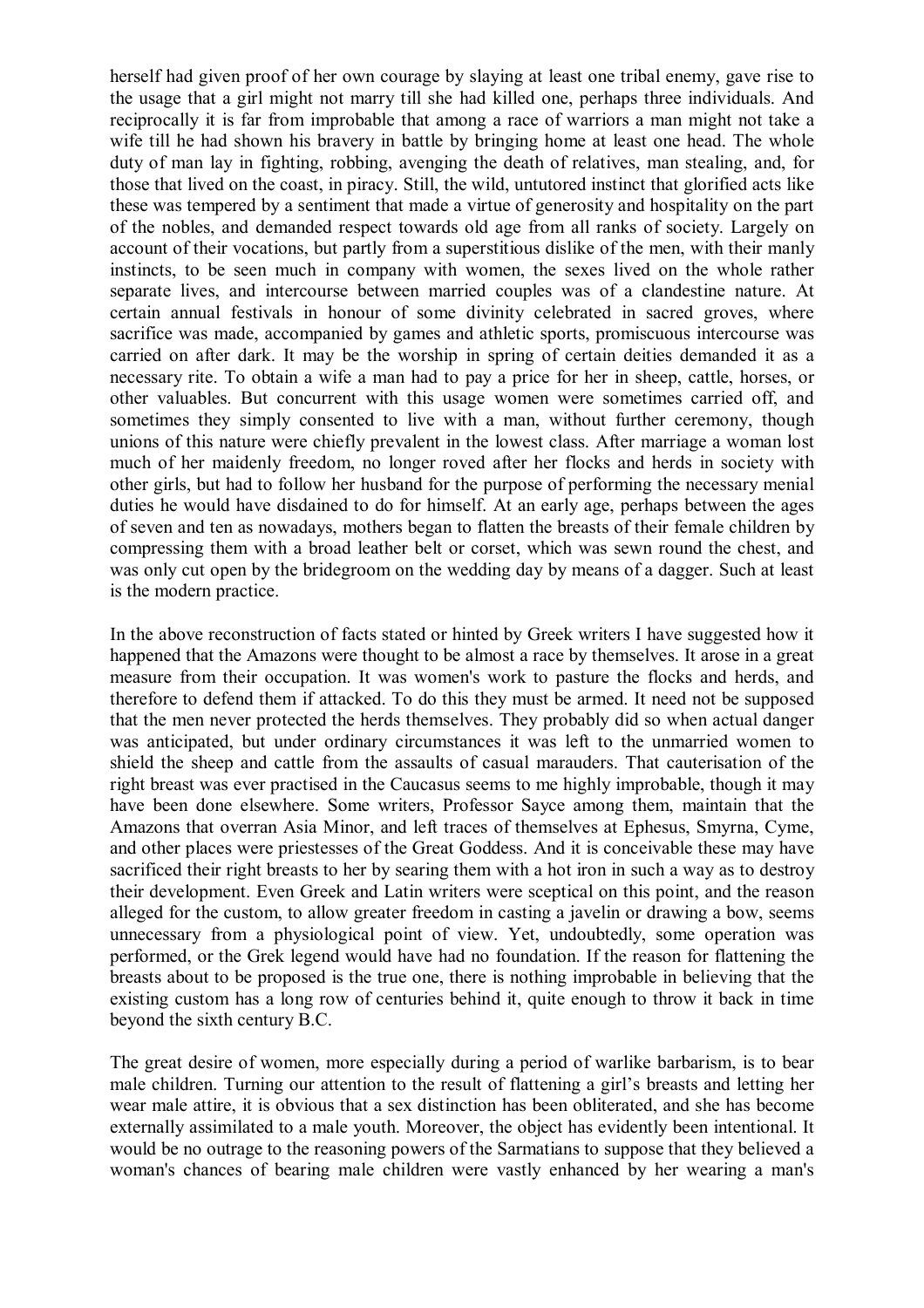herself had given proof of her own courage by slaying at least one tribal enemy, gave rise to the usage that a girl might not marry till she had killed one, perhaps three individuals. And reciprocally it is far from improbable that among a race of warriors a man might not take a wife till he had shown his bravery in battle by bringing home at least one head. The whole duty of man lay in fighting, robbing, avenging the death of relatives, man stealing, and, for those that lived on the coast, in piracy. Still, the wild, untutored instinct that glorified acts like these was tempered by a sentiment that made a virtue of generosity and hospitality on the part of the nobles, and demanded respect towards old age from all ranks of society. Largely on account of their vocations, but partly from a superstitious dislike of the men, with their manly instincts, to be seen much in company with women, the sexes lived on the whole rather separate lives, and intercourse between married couples was of a clandestine nature. At certain annual festivals in honour of some divinity celebrated in sacred groves, where sacrifice was made, accompanied by games and athletic sports, promiscuous intercourse was carried on after dark. It may be the worship in spring of certain deities demanded it as a necessary rite. To obtain a wife a man had to pay a price for her in sheep, cattle, horses, or other valuables. But concurrent with this usage women were sometimes carried off, and sometimes they simply consented to live with a man, without further ceremony, though unions of this nature were chiefly prevalent in the lowest class. After marriage a woman lost much of her maidenly freedom, no longer roved after her flocks and herds in society with other girls, but had to follow her husband for the purpose of performing the necessary menial duties he would have disdained to do for himself. At an early age, perhaps between the ages of seven and ten as nowadays, mothers began to flatten the breasts of their female children by compressing them with a broad leather belt or corset, which was sewn round the chest, and was only cut open by the bridegroom on the wedding day by means of a dagger. Such at least is the modern practice.

In the above reconstruction of facts stated or hinted by Greek writers I have suggested how it happened that the Amazons were thought to be almost a race by themselves. It arose in a great measure from their occupation. It was women's work to pasture the flocks and herds, and therefore to defend them if attacked. To do this they must be armed. It need not be supposed that the men never protected the herds themselves. They probably did so when actual danger was anticipated, but under ordinary circumstances it was left to the unmarried women to shield the sheep and cattle from the assaults of casual marauders. That cauterisation of the right breast was ever practised in the Caucasus seems to me highly improbable, though it may have been done elsewhere. Some writers, Professor Sayce among them, maintain that the Amazons that overran Asia Minor, and left traces of themselves at Ephesus, Smyrna, Cyme, and other places were priestesses of the Great Goddess. And it is conceivable these may have sacrificed their right breasts to her by searing them with a hot iron in such a way as to destroy their development. Even Greek and Latin writers were sceptical on this point, and the reason alleged for the custom, to allow greater freedom in casting a javelin or drawing a bow, seems unnecessary from a physiological point of view. Yet, undoubtedly, some operation was performed, or the Grek legend would have had no foundation. If the reason for flattening the breasts about to be proposed is the true one, there is nothing improbable in believing that the existing custom has a long row of centuries behind it, quite enough to throw it back in time beyond the sixth century B.C.

The great desire of women, more especially during a period of warlike barbarism, is to bear male children. Turning our attention to the result of flattening a girl's breasts and letting her wear male attire, it is obvious that a sex distinction has been obliterated, and she has become externally assimilated to a male youth. Moreover, the object has evidently been intentional. It would be no outrage to the reasoning powers of the Sarmatians to suppose that they believed a woman's chances of bearing male children were vastly enhanced by her wearing a man's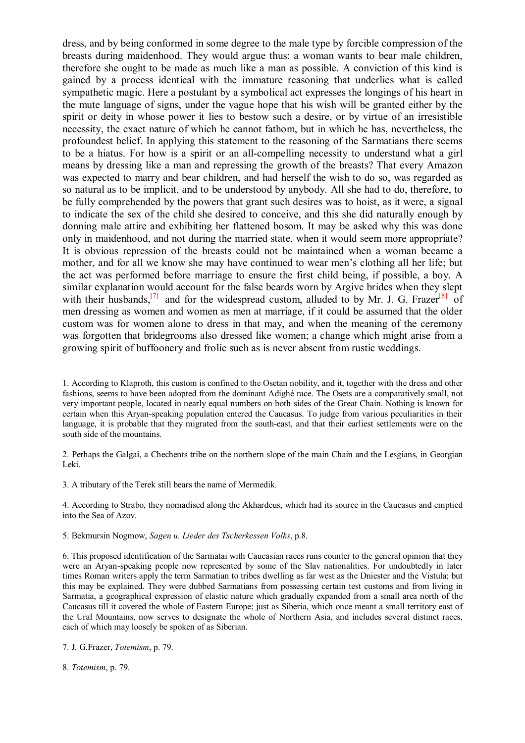dress, and by being conformed in some degree to the male type by forcible compression of the breasts during maidenhood. They would argue thus: a woman wants to bear male children, therefore she ought to be made as much like a man as possible. A conviction of this kind is gained by a process identical with the immature reasoning that underlies what is called sympathetic magic. Here a postulant by a symbolical act expresses the longings of his heart in the mute language of signs, under the vague hope that his wish will be granted either by the spirit or deity in whose power it lies to bestow such a desire, or by virtue of an irresistible necessity, the exact nature of which he cannot fathom, but in which he has, nevertheless, the profoundest belief. In applying this statement to the reasoning of the Sarmatians there seems to be a hiatus. For how is a spirit or an all-compelling necessity to understand what a girl means by dressing like a man and repressing the growth of the breasts? That every Amazon was expected to marry and bear children, and had herself the wish to do so, was regarded as so natural as to be implicit, and to be understood by anybody. All she had to do, therefore, to be fully comprehended by the powers that grant such desires was to hoist, as it were, a signal to indicate the sex of the child she desired to conceive, and this she did naturally enough by donning male attire and exhibiting her flattened bosom. It may be asked why this was done only in maidenhood, and not during the married state, when it would seem more appropriate? It is obvious repression of the breasts could not be maintained when a woman became a mother, and for all we know she may have continued to wear men's clothing all her life; but the act was performed before marriage to ensure the first child being, if possible, a boy. A similar explanation would account for the false beards worn by Argive brides when they slept with their husbands,[7] and for the widespread custom, alluded to by Mr. J. G. Frazer[8] of men dressing as women and women as men at marriage, if it could be assumed that the older custom was for women alone to dress in that may, and when the meaning of the ceremony was forgotten that bridegrooms also dressed like women; a change which might arise from a growing spirit of buffoonery and frolic such as is never absent from rustic weddings.

1. According to Klaproth, this custom is confined to the Osetan nobility, and it, together with the dress and other fashions, seems to have been adopted from the dominant Adighé race. The Osets are a comparatively small, not very important people, located in nearly equal numbers on both sides of the Great Chain. Nothing is known for certain when this Aryan-speaking population entered the Caucasus. To judge from various peculiarities in their language, it is probable that they migrated from the south-east, and that their earliest settlements were on the south side of the mountains.

2. Perhaps the Galgai, a Chechents tribe on the northern slope of the main Chain and the Lesgians, in Georgian Leki.

3. A tributary of the Terek still bears the name of Mermedik.

4. According to Strabo, they nomadised along the Akhardeus, which had its source in the Caucasus and emptied into the Sea of Azov.

5. Bekmursin Nogmow, *Sagen u. Lieder des Tscherkessen Volks*, p.8.

6. This proposed identification of the Sarmatai with Caucasian races runs counter to the general opinion that they were an Aryan-speaking people now represented by some of the Slav nationalities. For undoubtedly in later times Roman writers apply the term Sarmatian to tribes dwelling as far west as the Dniester and the Vistula; but this may be explained. They were dubbed Sarmatians from possessing certain test customs and from living in Sarmatia, a geographical expression of elastic nature which gradually expanded from a small area north of the Caucasus till it covered the whole of Eastern Europe; just as Siberia, which once meant a small territory east of the Ural Mountains, now serves to designate the whole of Northern Asia, and includes several distinct races, each of which may loosely be spoken of as Siberian.

7. J. G.Frazer, *Totemism*, p. 79.

8. *Totemism*, p. 79.